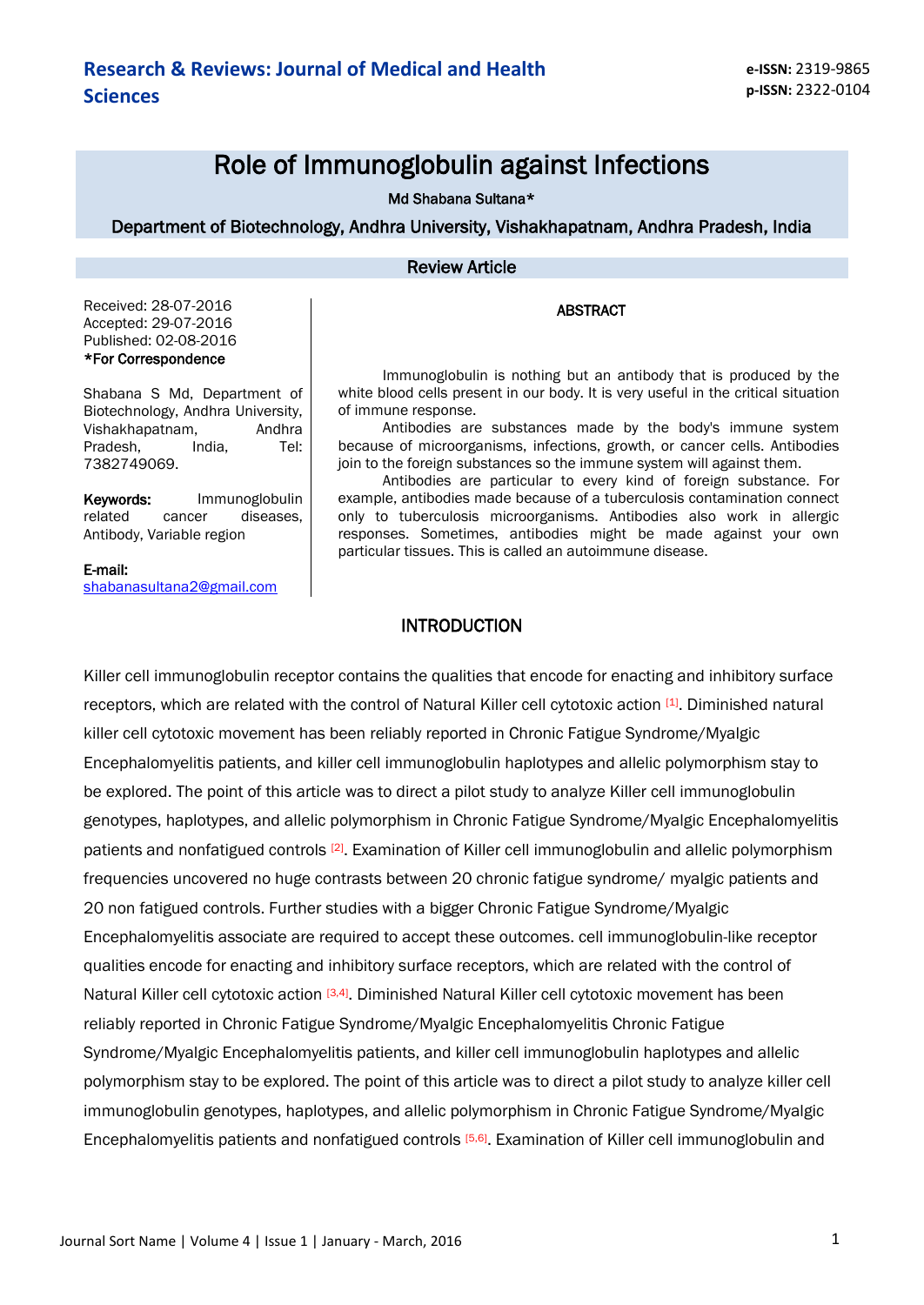Research & Reviews: Journal of Medical and Health Sciences

**e-ISSN:** 2319-9865
**p-ISSN:** 2322-0104

# Role of Immunoglobulin against Infections

Md Shabana Sultana*

Department of Biotechnology, Andhra University, Vishakhapatnam, Andhra Pradesh, India

## Review Article

Received: 28-07-2016
Accepted: 29-07-2016
Published: 02-08-2016

***For Correspondence**

Shabana S Md, Department of Biotechnology, Andhra University, Vishakhapatnam, Andhra Pradesh, India, Tel: 7382749069.

**Keywords:** Immunoglobulin related cancer diseases, Antibody, Variable region

**E-mail:** shabanasultana2@gmail.com

### ABSTRACT

Immunoglobulin is nothing but an antibody that is produced by the white blood cells present in our body. It is very useful in the critical situation of immune response.

Antibodies are substances made by the body's immune system because of microorganisms, infections, growth, or cancer cells. Antibodies join to the foreign substances so the immune system will against them.

Antibodies are particular to every kind of foreign substance. For example, antibodies made because of a tuberculosis contamination connect only to tuberculosis microorganisms. Antibodies also work in allergic responses. Sometimes, antibodies might be made against your own particular tissues. This is called an autoimmune disease.

## INTRODUCTION

Killer cell immunoglobulin receptor contains the qualities that encode for enacting and inhibitory surface receptors, which are related with the control of Natural Killer cell cytotoxic action [1]. Diminished natural killer cell cytotoxic movement has been reliably reported in Chronic Fatigue Syndrome/Myalgic Encephalomyelitis patients, and killer cell immunoglobulin haplotypes and allelic polymorphism stay to be explored. The point of this article was to direct a pilot study to analyze Killer cell immunoglobulin genotypes, haplotypes, and allelic polymorphism in Chronic Fatigue Syndrome/Myalgic Encephalomyelitis patients and nonfatigued controls [2]. Examination of Killer cell immunoglobulin and allelic polymorphism frequencies uncovered no huge contrasts between 20 chronic fatigue syndrome/ myalgic patients and 20 non fatigued controls. Further studies with a bigger Chronic Fatigue Syndrome/Myalgic Encephalomyelitis associate are required to accept these outcomes. cell immunoglobulin-like receptor qualities encode for enacting and inhibitory surface receptors, which are related with the control of Natural Killer cell cytotoxic action [3,4]. Diminished Natural Killer cell cytotoxic movement has been reliably reported in Chronic Fatigue Syndrome/Myalgic Encephalomyelitis Chronic Fatigue Syndrome/Myalgic Encephalomyelitis patients, and killer cell immunoglobulin haplotypes and allelic polymorphism stay to be explored. The point of this article was to direct a pilot study to analyze killer cell immunoglobulin genotypes, haplotypes, and allelic polymorphism in Chronic Fatigue Syndrome/Myalgic Encephalomyelitis patients and nonfatigued controls [5,6]. Examination of Killer cell immunoglobulin and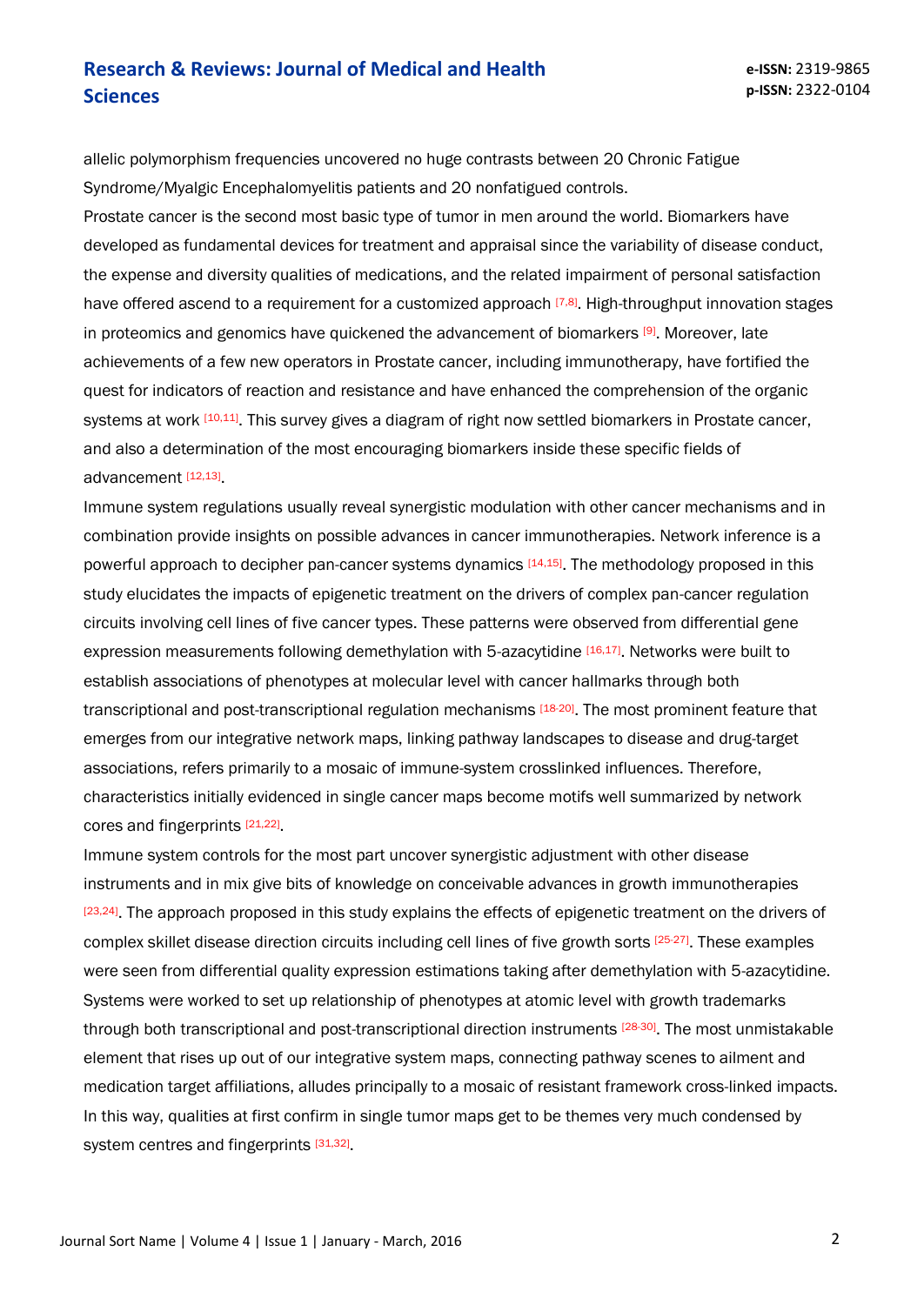allelic polymorphism frequencies uncovered no huge contrasts between 20 Chronic Fatigue Syndrome/Myalgic Encephalomyelitis patients and 20 nonfatigued controls.

Prostate cancer is the second most basic type of tumor in men around the world. Biomarkers have developed as fundamental devices for treatment and appraisal since the variability of disease conduct, the expense and diversity qualities of medications, and the related impairment of personal satisfaction have offered ascend to a requirement for a customized approach [7,8]. High-throughput innovation stages in proteomics and genomics have quickened the advancement of biomarkers [9]. Moreover, late achievements of a few new operators in Prostate cancer, including immunotherapy, have fortified the quest for indicators of reaction and resistance and have enhanced the comprehension of the organic systems at work [10,11]. This survey gives a diagram of right now settled biomarkers in Prostate cancer, and also a determination of the most encouraging biomarkers inside these specific fields of advancement [12,13].

Immune system regulations usually reveal synergistic modulation with other cancer mechanisms and in combination provide insights on possible advances in cancer immunotherapies. Network inference is a powerful approach to decipher pan-cancer systems dynamics [14,15]. The methodology proposed in this study elucidates the impacts of epigenetic treatment on the drivers of complex pan-cancer regulation circuits involving cell lines of five cancer types. These patterns were observed from differential gene expression measurements following demethylation with 5-azacytidine [16,17]. Networks were built to establish associations of phenotypes at molecular level with cancer hallmarks through both transcriptional and post-transcriptional regulation mechanisms [18-20]. The most prominent feature that emerges from our integrative network maps, linking pathway landscapes to disease and drug-target associations, refers primarily to a mosaic of immune-system crosslinked influences. Therefore, characteristics initially evidenced in single cancer maps become motifs well summarized by network cores and fingerprints [21,22].

Immune system controls for the most part uncover synergistic adjustment with other disease instruments and in mix give bits of knowledge on conceivable advances in growth immunotherapies [23,24]. The approach proposed in this study explains the effects of epigenetic treatment on the drivers of complex skillet disease direction circuits including cell lines of five growth sorts [25-27]. These examples were seen from differential quality expression estimations taking after demethylation with 5-azacytidine. Systems were worked to set up relationship of phenotypes at atomic level with growth trademarks through both transcriptional and post-transcriptional direction instruments [28-30]. The most unmistakable element that rises up out of our integrative system maps, connecting pathway scenes to ailment and medication target affiliations, alludes principally to a mosaic of resistant framework cross-linked impacts. In this way, qualities at first confirm in single tumor maps get to be themes very much condensed by system centres and fingerprints [31,32].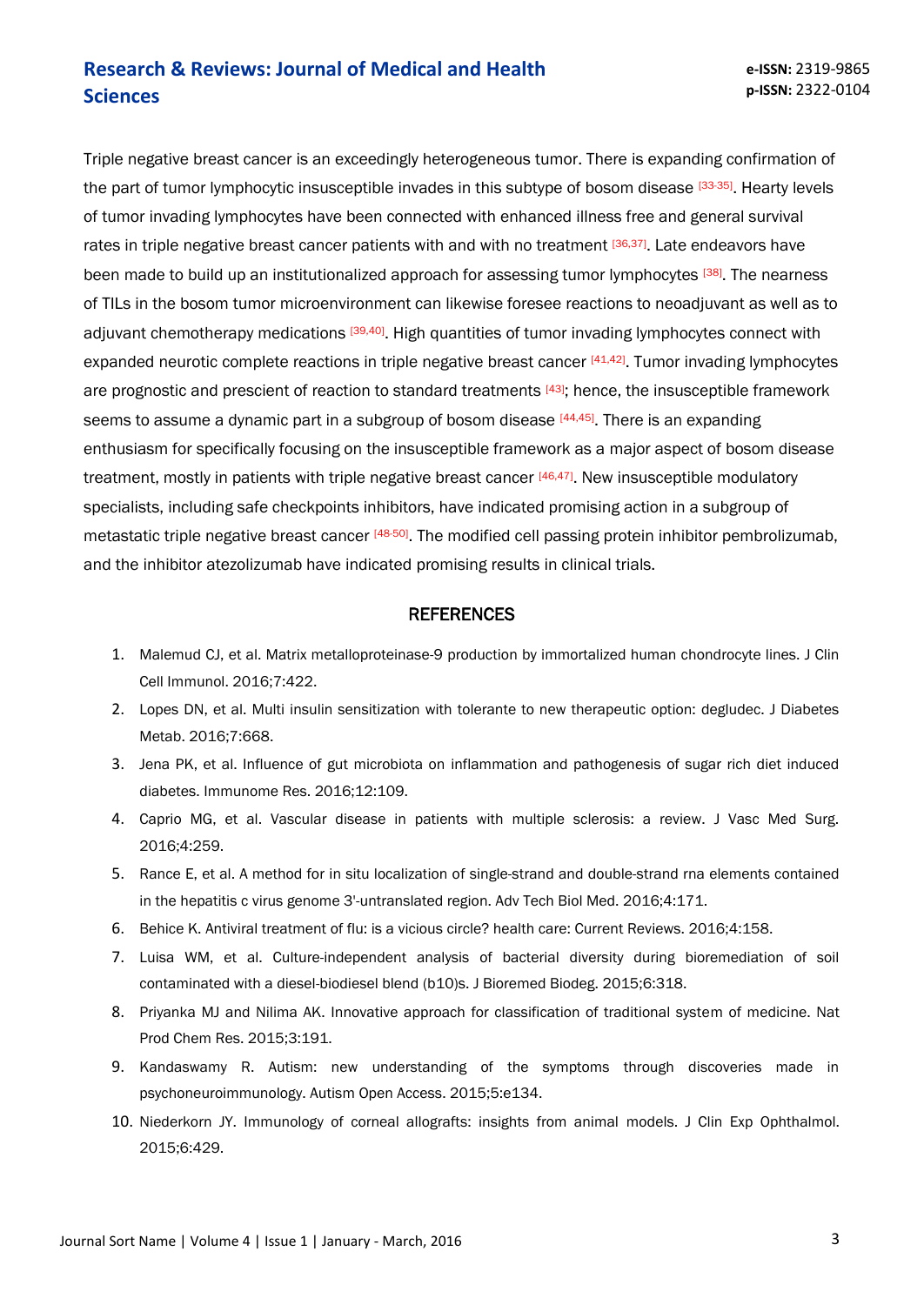Triple negative breast cancer is an exceedingly heterogeneous tumor. There is expanding confirmation of the part of tumor lymphocytic insusceptible invades in this subtype of bosom disease [33-35]. Hearty levels of tumor invading lymphocytes have been connected with enhanced illness free and general survival rates in triple negative breast cancer patients with and with no treatment [36,37]. Late endeavors have been made to build up an institutionalized approach for assessing tumor lymphocytes [38]. The nearness of TILs in the bosom tumor microenvironment can likewise foresee reactions to neoadjuvant as well as to adjuvant chemotherapy medications [39,40]. High quantities of tumor invading lymphocytes connect with expanded neurotic complete reactions in triple negative breast cancer [41,42]. Tumor invading lymphocytes are prognostic and prescient of reaction to standard treatments [43]; hence, the insusceptible framework seems to assume a dynamic part in a subgroup of bosom disease [44,45]. There is an expanding enthusiasm for specifically focusing on the insusceptible framework as a major aspect of bosom disease treatment, mostly in patients with triple negative breast cancer [46,47]. New insusceptible modulatory specialists, including safe checkpoints inhibitors, have indicated promising action in a subgroup of metastatic triple negative breast cancer [48-50]. The modified cell passing protein inhibitor pembrolizumab, and the inhibitor atezolizumab have indicated promising results in clinical trials.

## REFERENCES

1. Malemud CJ, et al. Matrix metalloproteinase-9 production by immortalized human chondrocyte lines. J Clin Cell Immunol. 2016;7:422.
2. Lopes DN, et al. Multi insulin sensitization with tolerante to new therapeutic option: degludec. J Diabetes Metab. 2016;7:668.
3. Jena PK, et al. Influence of gut microbiota on inflammation and pathogenesis of sugar rich diet induced diabetes. Immunome Res. 2016;12:109.
4. Caprio MG, et al. Vascular disease in patients with multiple sclerosis: a review. J Vasc Med Surg. 2016;4:259.
5. Rance E, et al. A method for in situ localization of single-strand and double-strand rna elements contained in the hepatitis c virus genome 3'-untranslated region. Adv Tech Biol Med. 2016;4:171.
6. Behice K. Antiviral treatment of flu: is a vicious circle? health care: Current Reviews. 2016;4:158.
7. Luisa WM, et al. Culture-independent analysis of bacterial diversity during bioremediation of soil contaminated with a diesel-biodiesel blend (b10)s. J Bioremed Biodeg. 2015;6:318.
8. Priyanka MJ and Nilima AK. Innovative approach for classification of traditional system of medicine. Nat Prod Chem Res. 2015;3:191.
9. Kandaswamy R. Autism: new understanding of the symptoms through discoveries made in psychoneuroimmunology. Autism Open Access. 2015;5:e134.
10. Niederkorn JY. Immunology of corneal allografts: insights from animal models. J Clin Exp Ophthalmol. 2015;6:429.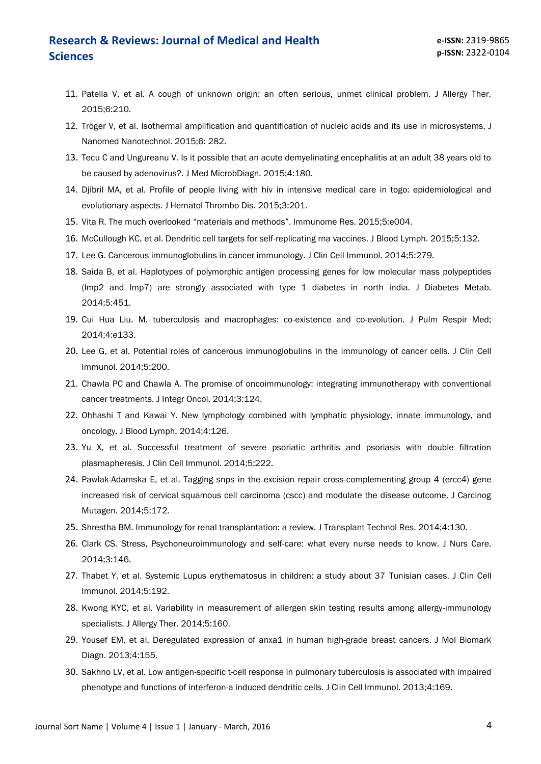11. Patella V, et al. A cough of unknown origin: an often serious, unmet clinical problem. J Allergy Ther. 2015;6:210.
12. Tröger V, et al. Isothermal amplification and quantification of nucleic acids and its use in microsystems. J Nanomed Nanotechnol. 2015;6: 282.
13. Tecu C and Ungureanu V. Is it possible that an acute demyelinating encephalitis at an adult 38 years old to be caused by adenovirus?. J Med MicrobDiagn. 2015;4:180.
14. Djibril MA, et al. Profile of people living with hiv in intensive medical care in togo: epidemiological and evolutionary aspects. J Hematol Thrombo Dis. 2015;3:201.
15. Vita R. The much overlooked "materials and methods". Immunome Res. 2015;5:e004.
16. McCullough KC, et al. Dendritic cell targets for self-replicating rna vaccines. J Blood Lymph. 2015;5:132.
17. Lee G. Cancerous immunoglobulins in cancer immunology. J Clin Cell Immunol. 2014;5:279.
18. Saida B, et al. Haplotypes of polymorphic antigen processing genes for low molecular mass polypeptides (lmp2 and lmp7) are strongly associated with type 1 diabetes in north india. J Diabetes Metab. 2014;5:451.
19. Cui Hua Liu. M. tuberculosis and macrophages: co-existence and co-evolution. J Pulm Respir Med; 2014;4:e133.
20. Lee G, et al. Potential roles of cancerous immunoglobulins in the immunology of cancer cells. J Clin Cell Immunol. 2014;5:200.
21. Chawla PC and Chawla A. The promise of oncoimmunology: integrating immunotherapy with conventional cancer treatments. J Integr Oncol. 2014;3:124.
22. Ohhashi T and Kawai Y. New lymphology combined with lymphatic physiology, innate immunology, and oncology. J Blood Lymph. 2014;4:126.
23. Yu X, et al. Successful treatment of severe psoriatic arthritis and psoriasis with double filtration plasmapheresis. J Clin Cell Immunol. 2014;5:222.
24. Pawlak-Adamska E, et al. Tagging snps in the excision repair cross-complementing group 4 (ercc4) gene increased risk of cervical squamous cell carcinoma (cscc) and modulate the disease outcome. J Carcinog Mutagen. 2014;5:172.
25. Shrestha BM. Immunology for renal transplantation: a review. J Transplant Technol Res. 2014;4:130.
26. Clark CS. Stress, Psychoneuroimmunology and self-care: what every nurse needs to know. J Nurs Care. 2014;3:146.
27. Thabet Y, et al. Systemic Lupus erythematosus in children: a study about 37 Tunisian cases. J Clin Cell Immunol. 2014;5:192.
28. Kwong KYC, et al. Variability in measurement of allergen skin testing results among allergy-immunology specialists. J Allergy Ther. 2014;5:160.
29. Yousef EM, et al. Deregulated expression of anxa1 in human high-grade breast cancers. J Mol Biomark Diagn. 2013;4:155.
30. Sakhno LV, et al. Low antigen-specific t-cell response in pulmonary tuberculosis is associated with impaired phenotype and functions of interferon-a induced dendritic cells. J Clin Cell Immunol. 2013;4:169.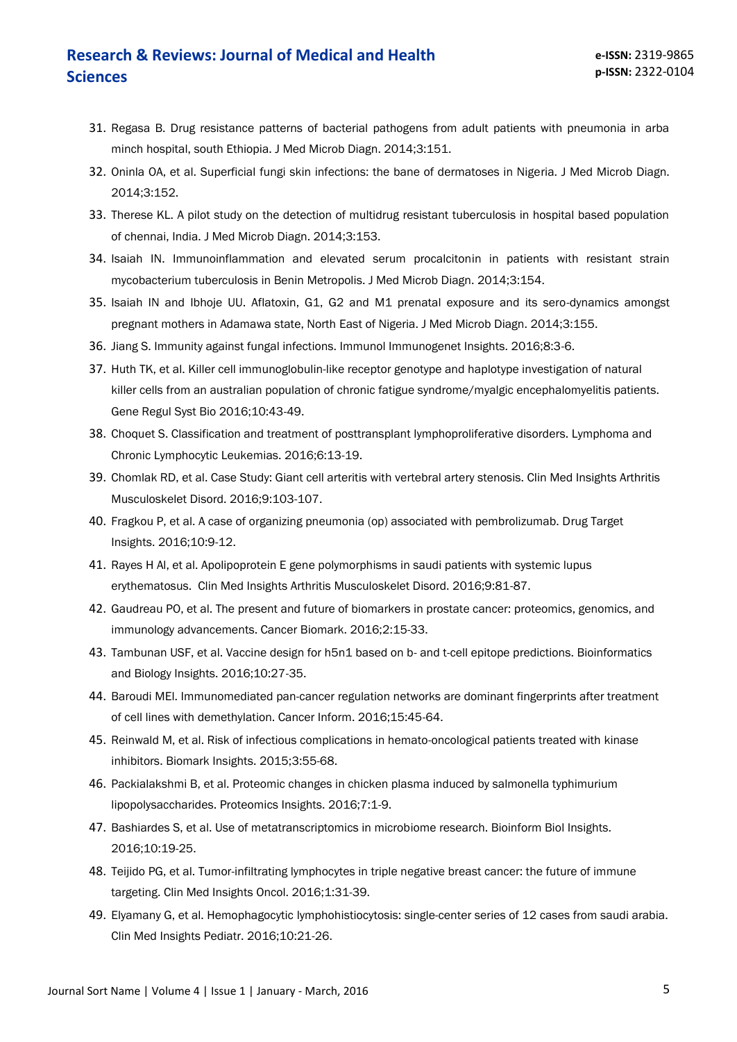31. Regasa B. Drug resistance patterns of bacterial pathogens from adult patients with pneumonia in arba minch hospital, south Ethiopia. J Med Microb Diagn. 2014;3:151.
32. Oninla OA, et al. Superficial fungi skin infections: the bane of dermatoses in Nigeria. J Med Microb Diagn. 2014;3:152.
33. Therese KL. A pilot study on the detection of multidrug resistant tuberculosis in hospital based population of chennai, India. J Med Microb Diagn. 2014;3:153.
34. Isaiah IN. Immunoinflammation and elevated serum procalcitonin in patients with resistant strain mycobacterium tuberculosis in Benin Metropolis. J Med Microb Diagn. 2014;3:154.
35. Isaiah IN and Ibhoje UU. Aflatoxin, G1, G2 and M1 prenatal exposure and its sero-dynamics amongst pregnant mothers in Adamawa state, North East of Nigeria. J Med Microb Diagn. 2014;3:155.
36. Jiang S. Immunity against fungal infections. Immunol Immunogenet Insights. 2016;8:3-6.
37. Huth TK, et al. Killer cell immunoglobulin-like receptor genotype and haplotype investigation of natural killer cells from an australian population of chronic fatigue syndrome/myalgic encephalomyelitis patients. Gene Regul Syst Bio 2016;10:43-49.
38. Choquet S. Classification and treatment of posttransplant lymphoproliferative disorders. Lymphoma and Chronic Lymphocytic Leukemias. 2016;6:13-19.
39. Chomlak RD, et al. Case Study: Giant cell arteritis with vertebral artery stenosis. Clin Med Insights Arthritis Musculoskelet Disord. 2016;9:103-107.
40. Fragkou P, et al. A case of organizing pneumonia (op) associated with pembrolizumab. Drug Target Insights. 2016;10:9-12.
41. Rayes H Al, et al. Apolipoprotein E gene polymorphisms in saudi patients with systemic lupus erythematosus. Clin Med Insights Arthritis Musculoskelet Disord. 2016;9:81-87.
42. Gaudreau PO, et al. The present and future of biomarkers in prostate cancer: proteomics, genomics, and immunology advancements. Cancer Biomark. 2016;2:15-33.
43. Tambunan USF, et al. Vaccine design for h5n1 based on b- and t-cell epitope predictions. Bioinformatics and Biology Insights. 2016;10:27-35.
44. Baroudi MEl. Immunomediated pan-cancer regulation networks are dominant fingerprints after treatment of cell lines with demethylation. Cancer Inform. 2016;15:45-64.
45. Reinwald M, et al. Risk of infectious complications in hemato-oncological patients treated with kinase inhibitors. Biomark Insights. 2015;3:55-68.
46. Packialakshmi B, et al. Proteomic changes in chicken plasma induced by salmonella typhimurium lipopolysaccharides. Proteomics Insights. 2016;7:1-9.
47. Bashiardes S, et al. Use of metatranscriptomics in microbiome research. Bioinform Biol Insights. 2016;10:19-25.
48. Teijido PG, et al. Tumor-infiltrating lymphocytes in triple negative breast cancer: the future of immune targeting. Clin Med Insights Oncol. 2016;1:31-39.
49. Elyamany G, et al. Hemophagocytic lymphohistiocytosis: single-center series of 12 cases from saudi arabia. Clin Med Insights Pediatr. 2016;10:21-26.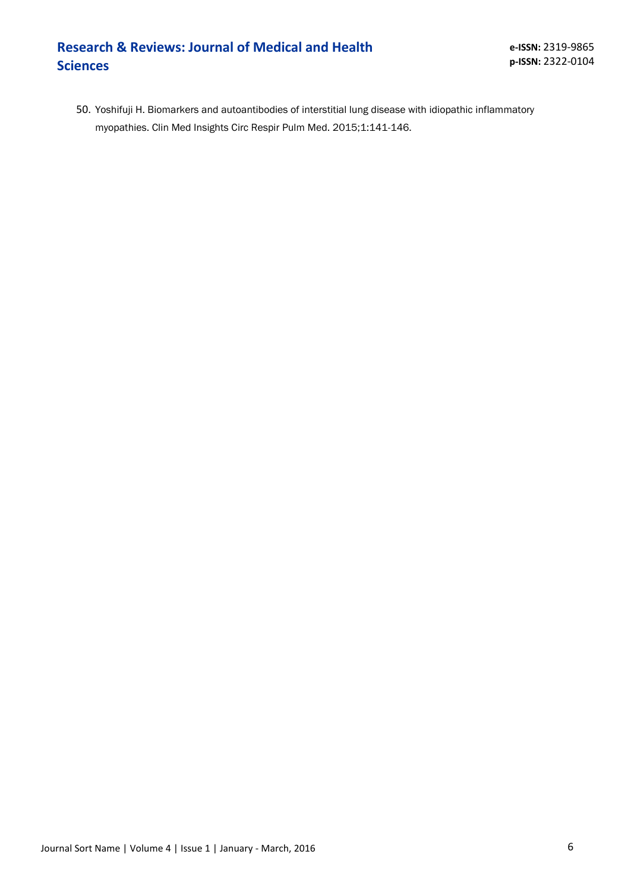50. Yoshifuji H. Biomarkers and autoantibodies of interstitial lung disease with idiopathic inflammatory myopathies. Clin Med Insights Circ Respir Pulm Med. 2015;1:141-146.